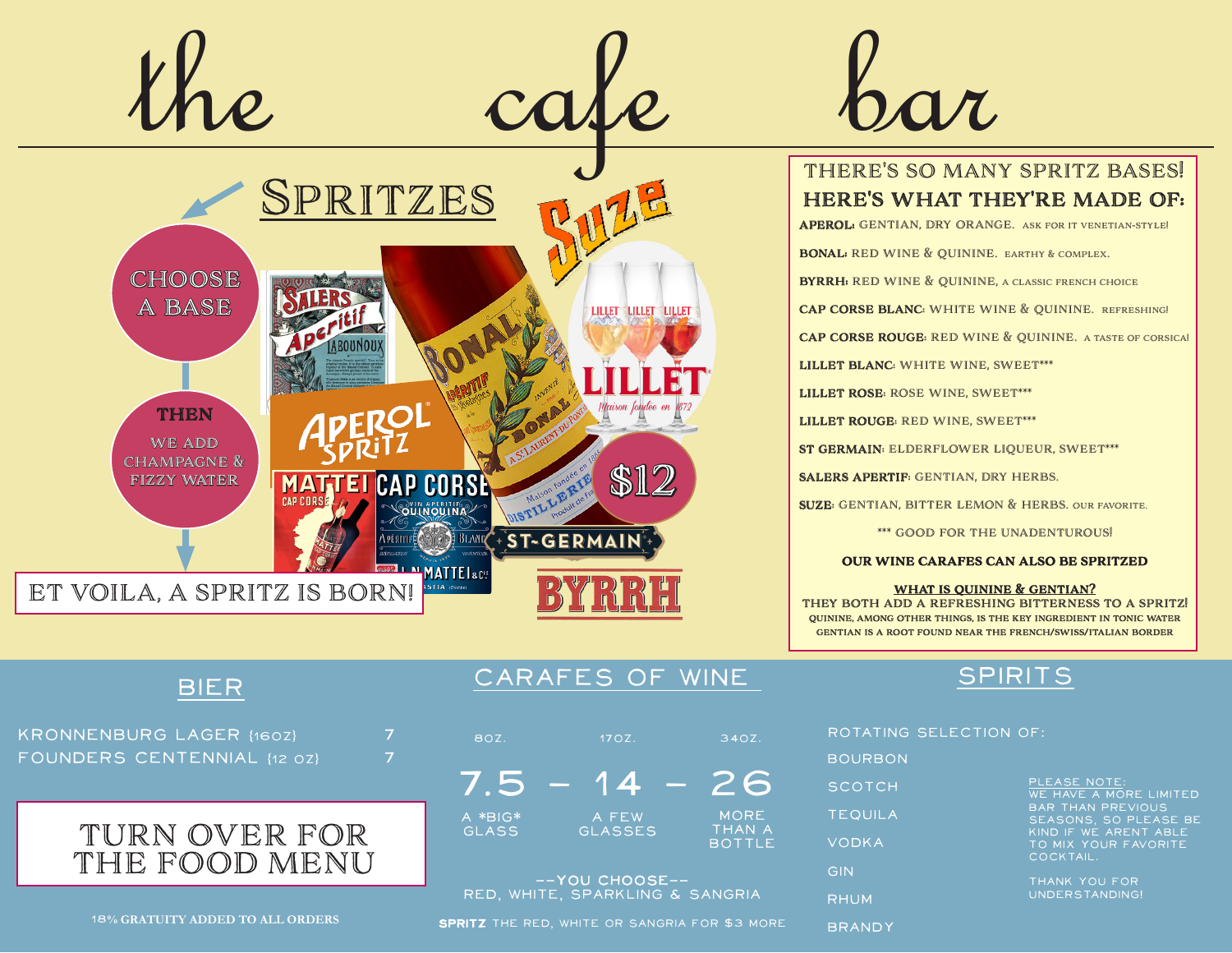# the cafe bar

## Spritzes

CHOOSE A BASE

THEN WE ADD CHAMPAGNE & FIZZY WATER

ET VOILA, A SPRITZ IS BORN!

$12

### THERE'S SO MANY SPRITZ BASES! HERE'S WHAT THEY'RE MADE OF:

**APEROL:** GENTIAN, DRY ORANGE. ASK FOR IT VENETIAN-STYLE!

**BONAL:** RED WINE & QUININE. EARTHY & COMPLEX.

**BYRRH:** RED WINE & QUININE, A CLASSIC FRENCH CHOICE

**CAP CORSE BLANC:** WHITE WINE & QUININE. REFRESHING!

**CAP CORSE ROUGE:** RED WINE & QUININE. A TASTE OF CORSICA!

**LILLET BLANC:** WHITE WINE, SWEET***

**LILLET ROSE:** ROSE WINE, SWEET***

**LILLET ROUGE:** RED WINE, SWEET***

**ST GERMAIN:** ELDERFLOWER LIQUEUR, SWEET***

**SALERS APERTIF:** GENTIAN, DRY HERBS.

**SUZE:** GENTIAN, BITTER LEMON & HERBS. OUR FAVORITE.

*** GOOD FOR THE UNADENTUROUS!

**OUR WINE CARAFES CAN ALSO BE SPRITZED**

**WHAT IS QUININE & GENTIAN?**
THEY BOTH ADD A REFRESHING BITTERNESS TO A SPRITZ!
QUININE, AMONG OTHER THINGS, IS THE KEY INGREDIENT IN TONIC WATER
GENTIAN IS A ROOT FOUND NEAR THE FRENCH/SWISS/ITALIAN BORDER

## BIER

| | |
|---|---|
| KRONNENBURG LAGER {16OZ} | 7 |
| FOUNDERS CENTENNIAL {12 OZ} | 7 |

TURN OVER FOR THE FOOD MENU

18% GRATUITY ADDED TO ALL ORDERS

## CARAFES OF WINE

| 8OZ. | 17OZ. | 34OZ. |
|---|---|---|
| 7.5 | 14 | 26 |
| A *BIG* GLASS | A FEW GLASSES | MORE THAN A BOTTLE |

--YOU CHOOSE--
RED, WHITE, SPARKLING & SANGRIA

**SPRITZ** THE RED, WHITE OR SANGRIA FOR $3 MORE

## SPIRITS

ROTATING SELECTION OF:

- BOURBON
- SCOTCH
- TEQUILA
- VODKA
- GIN
- RHUM
- BRANDY

PLEASE NOTE:
WE HAVE A MORE LIMITED BAR THAN PREVIOUS SEASONS, SO PLEASE BE KIND IF WE ARENT ABLE TO MIX YOUR FAVORITE COCKTAIL.

THANK YOU FOR UNDERSTANDING!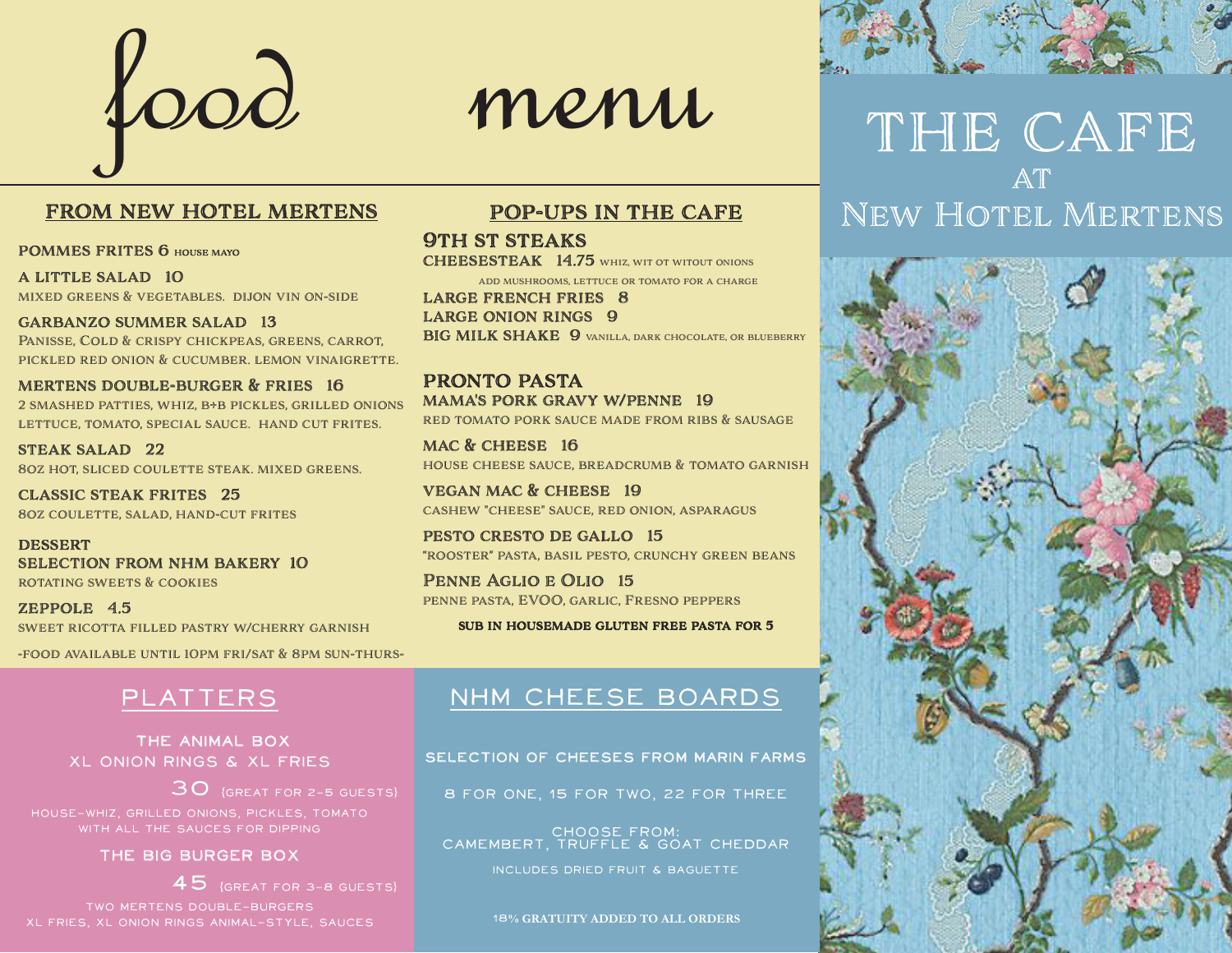# food menu

# THE CAFE AT NEW HOTEL MERTENS

## FROM NEW HOTEL MERTENS

**POMMES FRITES 6** HOUSE MAYO

**A LITTLE SALAD 10**
MIXED GREENS & VEGETABLES. DIJON VIN ON-SIDE

**GARBANZO SUMMER SALAD 13**
PANISSE, COLD & CRISPY CHICKPEAS, GREENS, CARROT, PICKLED RED ONION & CUCUMBER. LEMON VINAIGRETTE.

**MERTENS DOUBLE-BURGER & FRIES 16**
2 SMASHED PATTIES, WHIZ, B+B PICKLES, GRILLED ONIONS LETTUCE, TOMATO, SPECIAL SAUCE. HAND CUT FRITES.

**STEAK SALAD 22**
8OZ HOT, SLICED COULETTE STEAK. MIXED GREENS.

**CLASSIC STEAK FRITES 25**
8OZ COULETTE, SALAD, HAND-CUT FRITES

**DESSERT**

**SELECTION FROM NHM BAKERY 10**
ROTATING SWEETS & COOKIES

**ZEPPOLE 4.5**
SWEET RICOTTA FILLED PASTRY W/CHERRY GARNISH

-FOOD AVAILABLE UNTIL 10PM FRI/SAT & 8PM SUN-THURS-

## POP-UPS IN THE CAFE

### 9TH ST STEAKS

**CHEESESTEAK 14.75** WHIZ, WIT OT WITOUT ONIONS
ADD MUSHROOMS, LETTUCE OR TOMATO FOR A CHARGE

**LARGE FRENCH FRIES 8**

**LARGE ONION RINGS 9**

**BIG MILK SHAKE 9** VANILLA, DARK CHOCOLATE, OR BLUEBERRY

### PRONTO PASTA

**MAMA'S PORK GRAVY W/PENNE 19**
RED TOMATO PORK SAUCE MADE FROM RIBS & SAUSAGE

**MAC & CHEESE 16**
HOUSE CHEESE SAUCE, BREADCRUMB & TOMATO GARNISH

**VEGAN MAC & CHEESE 19**
CASHEW "CHEESE" SAUCE, RED ONION, ASPARAGUS

**PESTO CRESTO DE GALLO 15**
"ROOSTER" PASTA, BASIL PESTO, CRUNCHY GREEN BEANS

**PENNE AGLIO E OLIO 15**
PENNE PASTA, EVOO, GARLIC, FRESNO PEPPERS

**SUB IN HOUSEMADE GLUTEN FREE PASTA FOR 5**

## PLATTERS

**THE ANIMAL BOX**
XL ONION RINGS & XL FRIES

**30** (GREAT FOR 2-5 GUESTS)

HOUSE-WHIZ, GRILLED ONIONS, PICKLES, TOMATO WITH ALL THE SAUCES FOR DIPPING

**THE BIG BURGER BOX**

**45** (GREAT FOR 3-8 GUESTS)

TWO MERTENS DOUBLE-BURGERS
XL FRIES, XL ONION RINGS ANIMAL-STYLE, SAUCES

## NHM CHEESE BOARDS

SELECTION OF CHEESES FROM MARIN FARMS

8 FOR ONE, 15 FOR TWO, 22 FOR THREE

CHOOSE FROM:
CAMEMBERT, TRUFFLE & GOAT CHEDDAR

INCLUDES DRIED FRUIT & BAGUETTE

**18% GRATUITY ADDED TO ALL ORDERS**